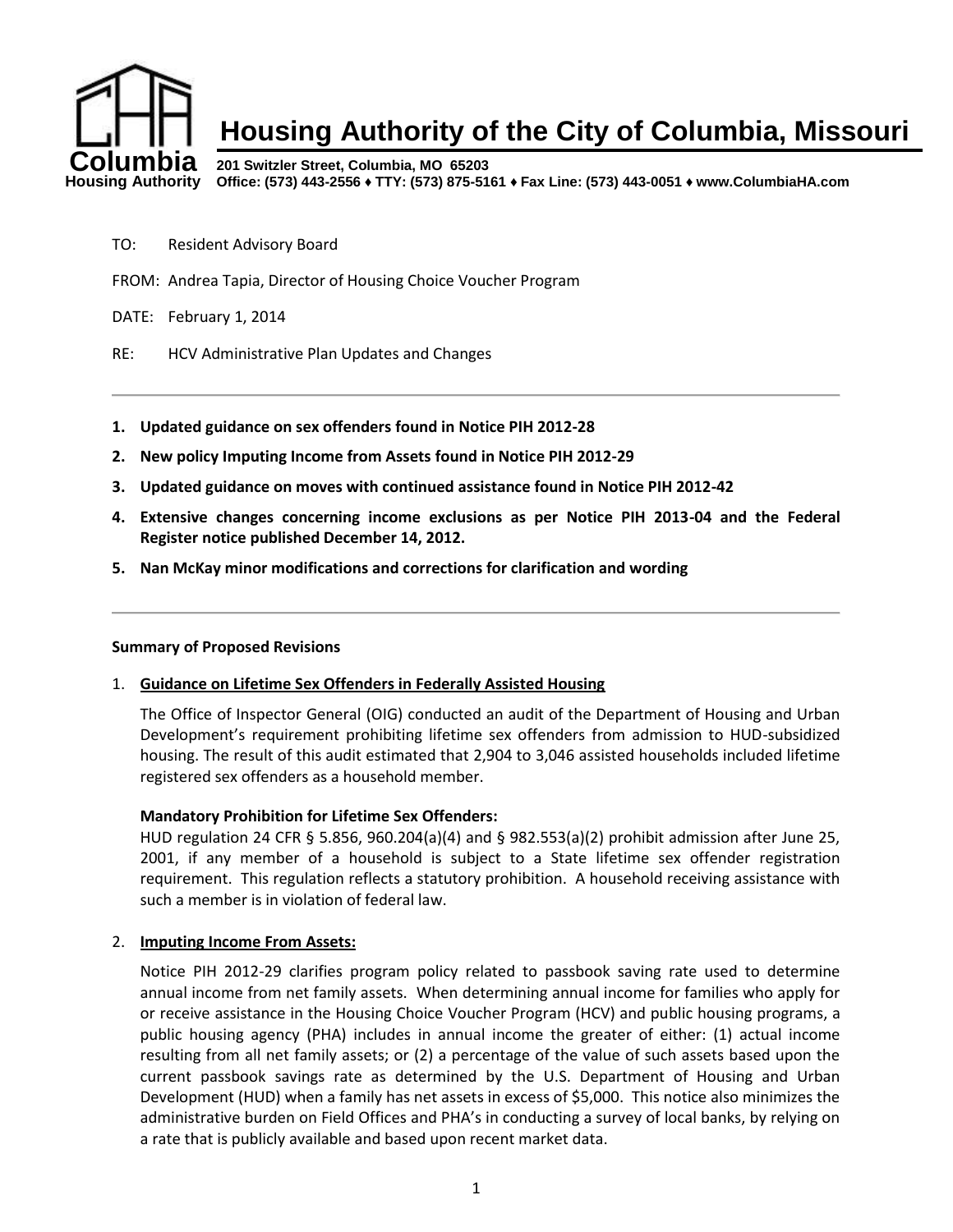# Housing Authority of the City of Columbia, Missouri

Columbia Housing Authority

**201 Switzler Street, Columbia, MO 65203**
**Office: (573) 443-2556 ♦ TTY: (573) 875-5161 ♦ Fax Line: (573) 443-0051 ♦ www.ColumbiaHA.com**

TO: Resident Advisory Board

FROM: Andrea Tapia, Director of Housing Choice Voucher Program

DATE: February 1, 2014

RE: HCV Administrative Plan Updates and Changes

---

1. **Updated guidance on sex offenders found in Notice PIH 2012-28**
2. **New policy Imputing Income from Assets found in Notice PIH 2012-29**
3. **Updated guidance on moves with continued assistance found in Notice PIH 2012-42**
4. **Extensive changes concerning income exclusions as per Notice PIH 2013-04 and the Federal Register notice published December 14, 2012.**
5. **Nan McKay minor modifications and corrections for clarification and wording**

---

**Summary of Proposed Revisions**

1. **Guidance on Lifetime Sex Offenders in Federally Assisted Housing**

   The Office of Inspector General (OIG) conducted an audit of the Department of Housing and Urban Development's requirement prohibiting lifetime sex offenders from admission to HUD-subsidized housing. The result of this audit estimated that 2,904 to 3,046 assisted households included lifetime registered sex offenders as a household member.

   **Mandatory Prohibition for Lifetime Sex Offenders:**
   HUD regulation 24 CFR § 5.856, 960.204(a)(4) and § 982.553(a)(2) prohibit admission after June 25, 2001, if any member of a household is subject to a State lifetime sex offender registration requirement. This regulation reflects a statutory prohibition. A household receiving assistance with such a member is in violation of federal law.

2. **Imputing Income From Assets:**

   Notice PIH 2012-29 clarifies program policy related to passbook saving rate used to determine annual income from net family assets. When determining annual income for families who apply for or receive assistance in the Housing Choice Voucher Program (HCV) and public housing programs, a public housing agency (PHA) includes in annual income the greater of either: (1) actual income resulting from all net family assets; or (2) a percentage of the value of such assets based upon the current passbook savings rate as determined by the U.S. Department of Housing and Urban Development (HUD) when a family has net assets in excess of $5,000. This notice also minimizes the administrative burden on Field Offices and PHA's in conducting a survey of local banks, by relying on a rate that is publicly available and based upon recent market data.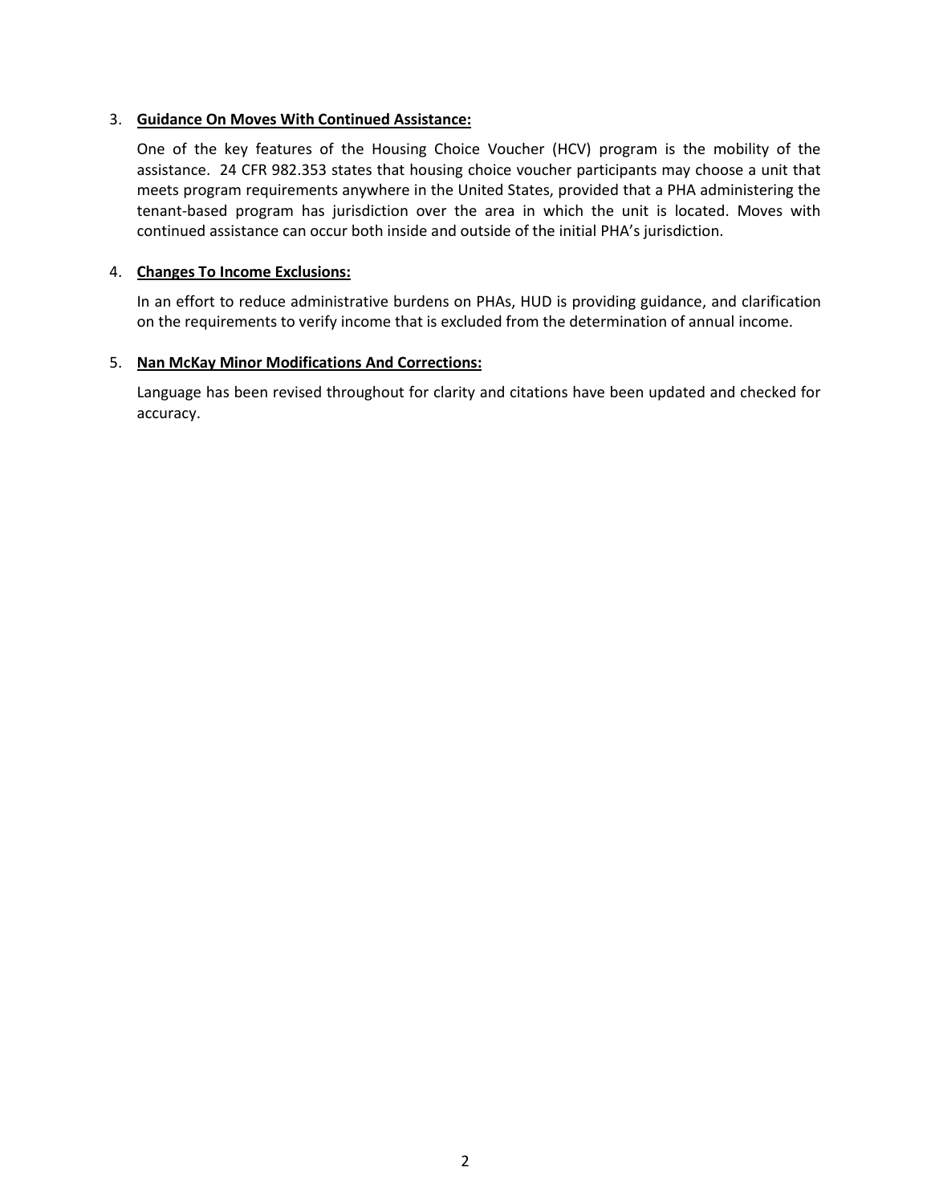3. **Guidance On Moves With Continued Assistance:**

   One of the key features of the Housing Choice Voucher (HCV) program is the mobility of the assistance. 24 CFR 982.353 states that housing choice voucher participants may choose a unit that meets program requirements anywhere in the United States, provided that a PHA administering the tenant-based program has jurisdiction over the area in which the unit is located. Moves with continued assistance can occur both inside and outside of the initial PHA's jurisdiction.

4. **Changes To Income Exclusions:**

   In an effort to reduce administrative burdens on PHAs, HUD is providing guidance, and clarification on the requirements to verify income that is excluded from the determination of annual income.

5. **Nan McKay Minor Modifications And Corrections:**

   Language has been revised throughout for clarity and citations have been updated and checked for accuracy.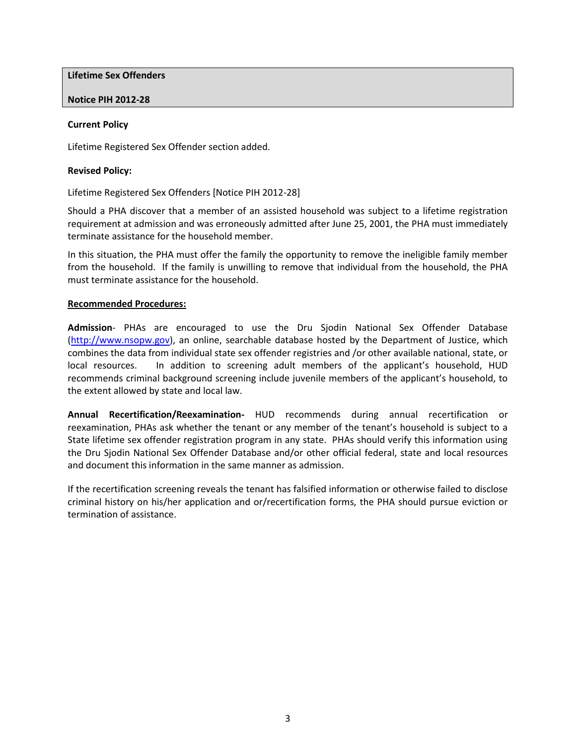**Lifetime Sex Offenders**

**Notice PIH 2012-28**

**Current Policy**

Lifetime Registered Sex Offender section added.

**Revised Policy:**

Lifetime Registered Sex Offenders [Notice PIH 2012-28]

Should a PHA discover that a member of an assisted household was subject to a lifetime registration requirement at admission and was erroneously admitted after June 25, 2001, the PHA must immediately terminate assistance for the household member.

In this situation, the PHA must offer the family the opportunity to remove the ineligible family member from the household. If the family is unwilling to remove that individual from the household, the PHA must terminate assistance for the household.

**Recommended Procedures:**

**Admission**- PHAs are encouraged to use the Dru Sjodin National Sex Offender Database (http://www.nsopw.gov), an online, searchable database hosted by the Department of Justice, which combines the data from individual state sex offender registries and /or other available national, state, or local resources. In addition to screening adult members of the applicant's household, HUD recommends criminal background screening include juvenile members of the applicant's household, to the extent allowed by state and local law.

**Annual Recertification/Reexamination-** HUD recommends during annual recertification or reexamination, PHAs ask whether the tenant or any member of the tenant's household is subject to a State lifetime sex offender registration program in any state. PHAs should verify this information using the Dru Sjodin National Sex Offender Database and/or other official federal, state and local resources and document this information in the same manner as admission.

If the recertification screening reveals the tenant has falsified information or otherwise failed to disclose criminal history on his/her application and or/recertification forms, the PHA should pursue eviction or termination of assistance.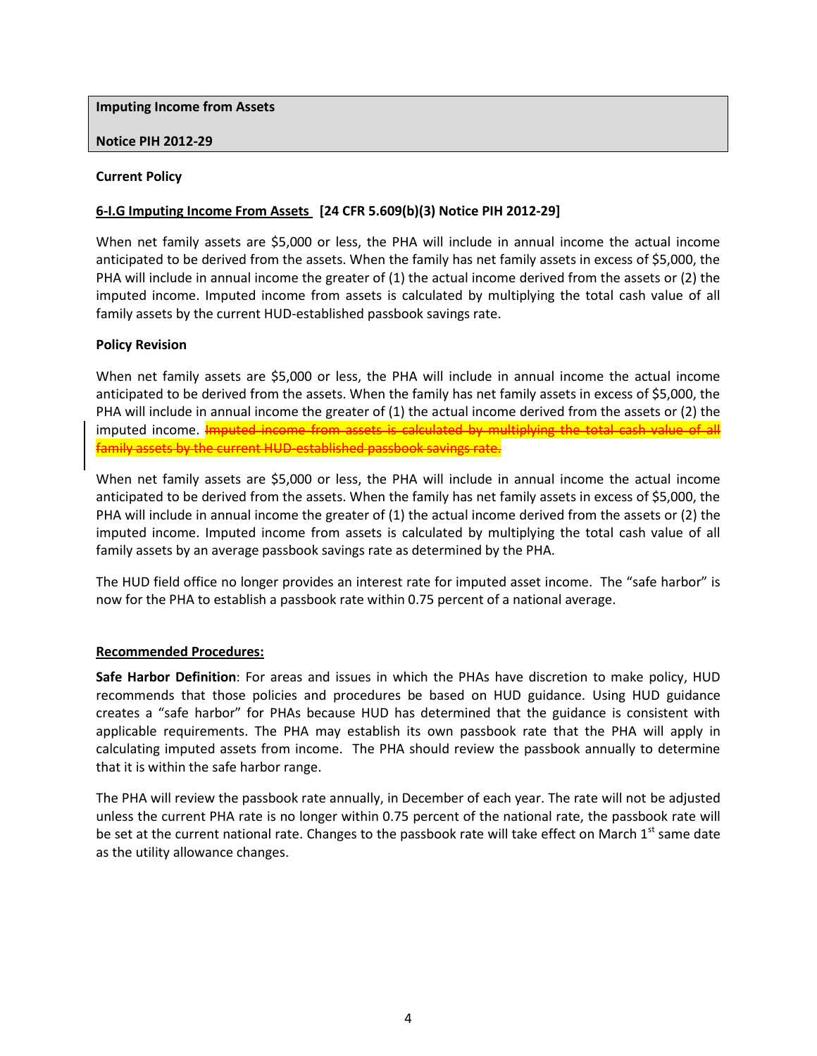**Imputing Income from Assets**

**Notice PIH 2012-29**

**Current Policy**

**6-I.G Imputing Income From Assets [24 CFR 5.609(b)(3) Notice PIH 2012-29]**

When net family assets are $5,000 or less, the PHA will include in annual income the actual income anticipated to be derived from the assets. When the family has net family assets in excess of $5,000, the PHA will include in annual income the greater of (1) the actual income derived from the assets or (2) the imputed income. Imputed income from assets is calculated by multiplying the total cash value of all family assets by the current HUD-established passbook savings rate.

**Policy Revision**

When net family assets are $5,000 or less, the PHA will include in annual income the actual income anticipated to be derived from the assets. When the family has net family assets in excess of $5,000, the PHA will include in annual income the greater of (1) the actual income derived from the assets or (2) the imputed income. ~~Imputed income from assets is calculated by multiplying the total cash value of all family assets by the current HUD-established passbook savings rate.~~

When net family assets are $5,000 or less, the PHA will include in annual income the actual income anticipated to be derived from the assets. When the family has net family assets in excess of $5,000, the PHA will include in annual income the greater of (1) the actual income derived from the assets or (2) the imputed income. Imputed income from assets is calculated by multiplying the total cash value of all family assets by an average passbook savings rate as determined by the PHA.

The HUD field office no longer provides an interest rate for imputed asset income. The "safe harbor" is now for the PHA to establish a passbook rate within 0.75 percent of a national average.

**Recommended Procedures:**

**Safe Harbor Definition**: For areas and issues in which the PHAs have discretion to make policy, HUD recommends that those policies and procedures be based on HUD guidance. Using HUD guidance creates a "safe harbor" for PHAs because HUD has determined that the guidance is consistent with applicable requirements. The PHA may establish its own passbook rate that the PHA will apply in calculating imputed assets from income. The PHA should review the passbook annually to determine that it is within the safe harbor range.

The PHA will review the passbook rate annually, in December of each year. The rate will not be adjusted unless the current PHA rate is no longer within 0.75 percent of the national rate, the passbook rate will be set at the current national rate. Changes to the passbook rate will take effect on March 1st same date as the utility allowance changes.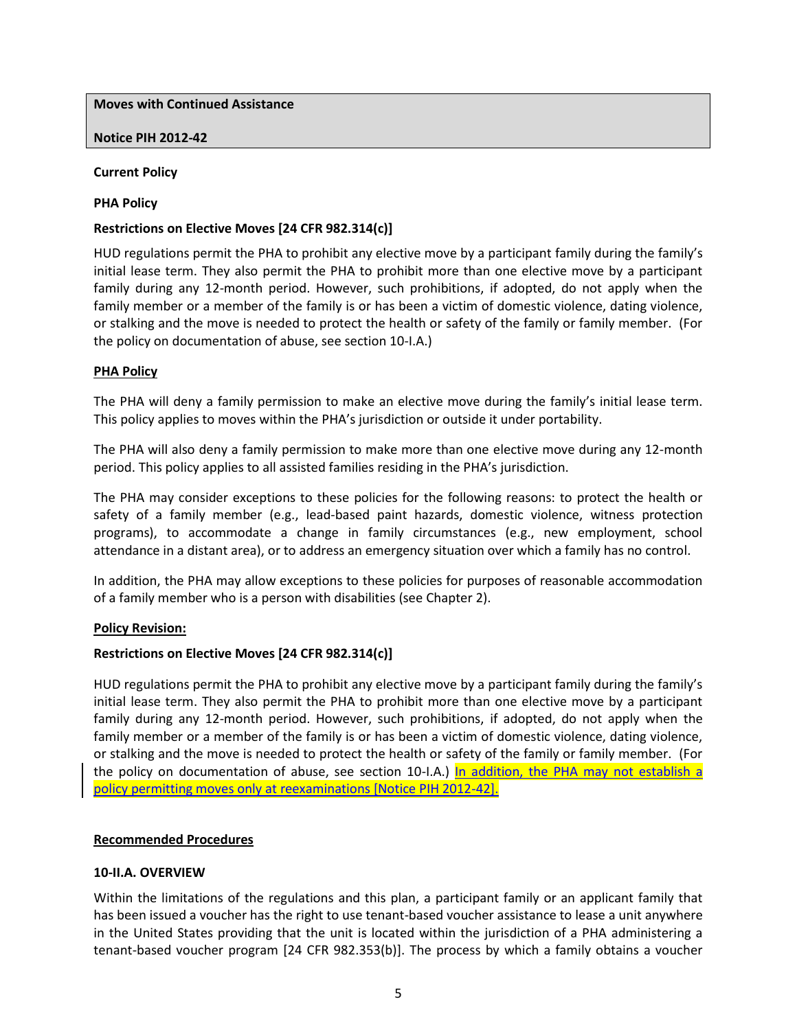**Moves with Continued Assistance**

**Notice PIH 2012-42**

**Current Policy**

**PHA Policy**

**Restrictions on Elective Moves [24 CFR 982.314(c)]**

HUD regulations permit the PHA to prohibit any elective move by a participant family during the family's initial lease term. They also permit the PHA to prohibit more than one elective move by a participant family during any 12-month period. However, such prohibitions, if adopted, do not apply when the family member or a member of the family is or has been a victim of domestic violence, dating violence, or stalking and the move is needed to protect the health or safety of the family or family member. (For the policy on documentation of abuse, see section 10-I.A.)

**PHA Policy**

The PHA will deny a family permission to make an elective move during the family's initial lease term. This policy applies to moves within the PHA's jurisdiction or outside it under portability.

The PHA will also deny a family permission to make more than one elective move during any 12-month period. This policy applies to all assisted families residing in the PHA's jurisdiction.

The PHA may consider exceptions to these policies for the following reasons: to protect the health or safety of a family member (e.g., lead-based paint hazards, domestic violence, witness protection programs), to accommodate a change in family circumstances (e.g., new employment, school attendance in a distant area), or to address an emergency situation over which a family has no control.

In addition, the PHA may allow exceptions to these policies for purposes of reasonable accommodation of a family member who is a person with disabilities (see Chapter 2).

**Policy Revision:**

**Restrictions on Elective Moves [24 CFR 982.314(c)]**

HUD regulations permit the PHA to prohibit any elective move by a participant family during the family's initial lease term. They also permit the PHA to prohibit more than one elective move by a participant family during any 12-month period. However, such prohibitions, if adopted, do not apply when the family member or a member of the family is or has been a victim of domestic violence, dating violence, or stalking and the move is needed to protect the health or safety of the family or family member. (For the policy on documentation of abuse, see section 10-I.A.) In addition, the PHA may not establish a policy permitting moves only at reexaminations [Notice PIH 2012-42].

**Recommended Procedures**

**10-II.A. OVERVIEW**

Within the limitations of the regulations and this plan, a participant family or an applicant family that has been issued a voucher has the right to use tenant-based voucher assistance to lease a unit anywhere in the United States providing that the unit is located within the jurisdiction of a PHA administering a tenant-based voucher program [24 CFR 982.353(b)]. The process by which a family obtains a voucher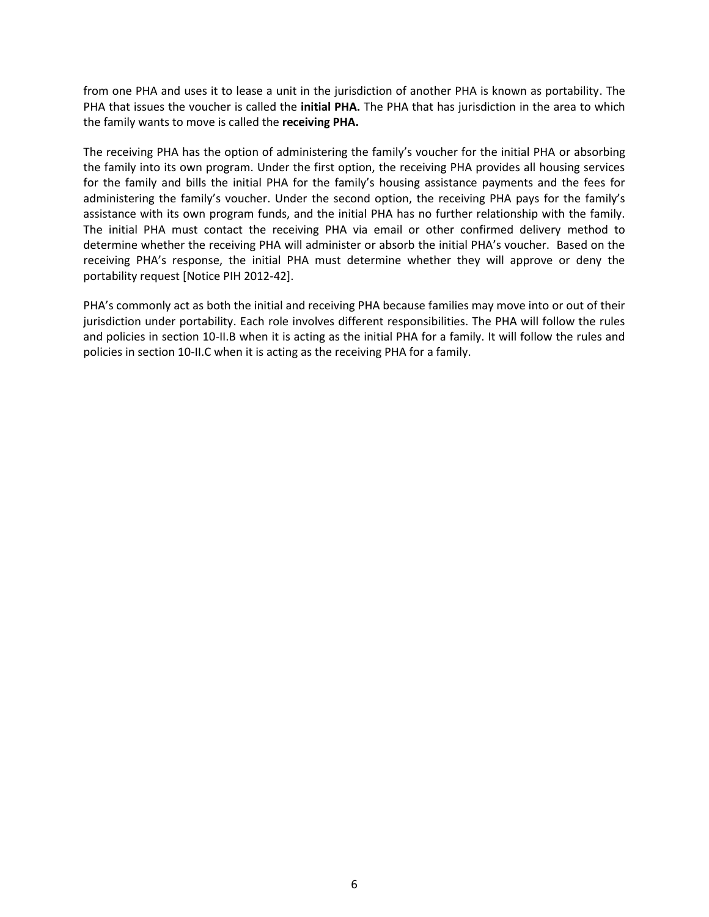from one PHA and uses it to lease a unit in the jurisdiction of another PHA is known as portability. The PHA that issues the voucher is called the **initial PHA.** The PHA that has jurisdiction in the area to which the family wants to move is called the **receiving PHA.**

The receiving PHA has the option of administering the family's voucher for the initial PHA or absorbing the family into its own program. Under the first option, the receiving PHA provides all housing services for the family and bills the initial PHA for the family's housing assistance payments and the fees for administering the family's voucher. Under the second option, the receiving PHA pays for the family's assistance with its own program funds, and the initial PHA has no further relationship with the family. The initial PHA must contact the receiving PHA via email or other confirmed delivery method to determine whether the receiving PHA will administer or absorb the initial PHA's voucher. Based on the receiving PHA's response, the initial PHA must determine whether they will approve or deny the portability request [Notice PIH 2012-42].

PHA's commonly act as both the initial and receiving PHA because families may move into or out of their jurisdiction under portability. Each role involves different responsibilities. The PHA will follow the rules and policies in section 10-II.B when it is acting as the initial PHA for a family. It will follow the rules and policies in section 10-II.C when it is acting as the receiving PHA for a family.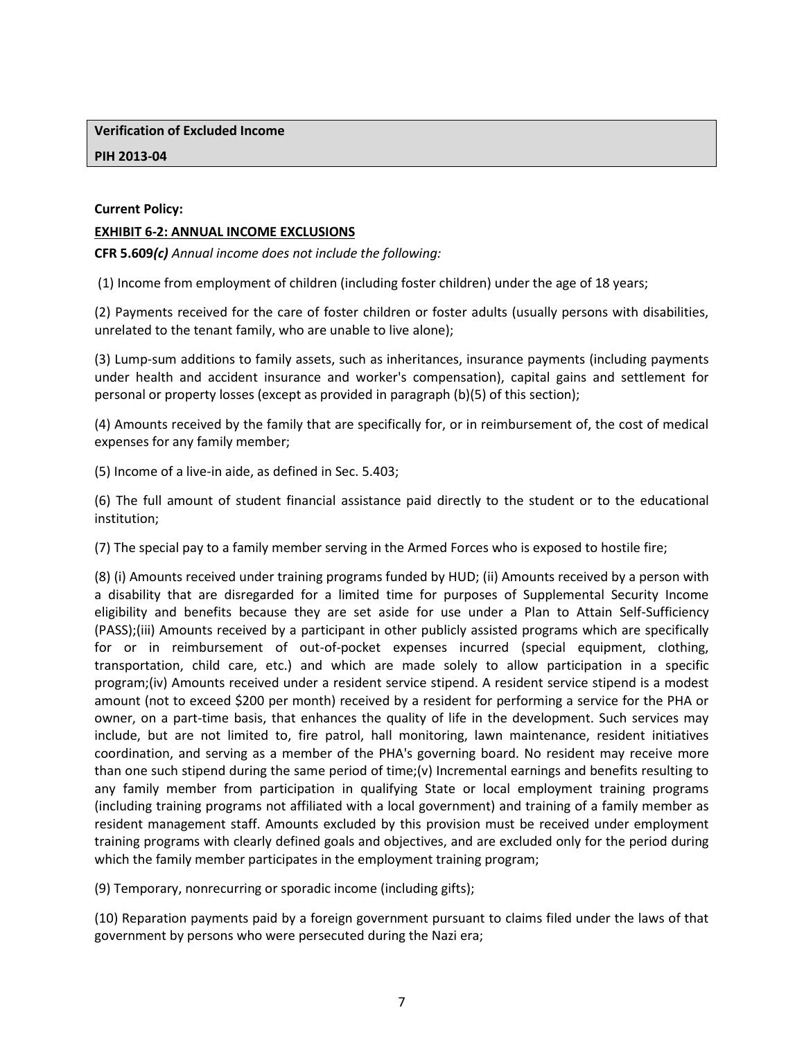**Verification of Excluded Income**

**PIH 2013-04**

**Current Policy:**

**EXHIBIT 6-2: ANNUAL INCOME EXCLUSIONS**

**CFR 5.609*(c)*** *Annual income does not include the following:*

(1) Income from employment of children (including foster children) under the age of 18 years;

(2) Payments received for the care of foster children or foster adults (usually persons with disabilities, unrelated to the tenant family, who are unable to live alone);

(3) Lump-sum additions to family assets, such as inheritances, insurance payments (including payments under health and accident insurance and worker's compensation), capital gains and settlement for personal or property losses (except as provided in paragraph (b)(5) of this section);

(4) Amounts received by the family that are specifically for, or in reimbursement of, the cost of medical expenses for any family member;

(5) Income of a live-in aide, as defined in Sec. 5.403;

(6) The full amount of student financial assistance paid directly to the student or to the educational institution;

(7) The special pay to a family member serving in the Armed Forces who is exposed to hostile fire;

(8) (i) Amounts received under training programs funded by HUD; (ii) Amounts received by a person with a disability that are disregarded for a limited time for purposes of Supplemental Security Income eligibility and benefits because they are set aside for use under a Plan to Attain Self-Sufficiency (PASS);(iii) Amounts received by a participant in other publicly assisted programs which are specifically for or in reimbursement of out-of-pocket expenses incurred (special equipment, clothing, transportation, child care, etc.) and which are made solely to allow participation in a specific program;(iv) Amounts received under a resident service stipend. A resident service stipend is a modest amount (not to exceed $200 per month) received by a resident for performing a service for the PHA or owner, on a part-time basis, that enhances the quality of life in the development. Such services may include, but are not limited to, fire patrol, hall monitoring, lawn maintenance, resident initiatives coordination, and serving as a member of the PHA's governing board. No resident may receive more than one such stipend during the same period of time;(v) Incremental earnings and benefits resulting to any family member from participation in qualifying State or local employment training programs (including training programs not affiliated with a local government) and training of a family member as resident management staff. Amounts excluded by this provision must be received under employment training programs with clearly defined goals and objectives, and are excluded only for the period during which the family member participates in the employment training program;

(9) Temporary, nonrecurring or sporadic income (including gifts);

(10) Reparation payments paid by a foreign government pursuant to claims filed under the laws of that government by persons who were persecuted during the Nazi era;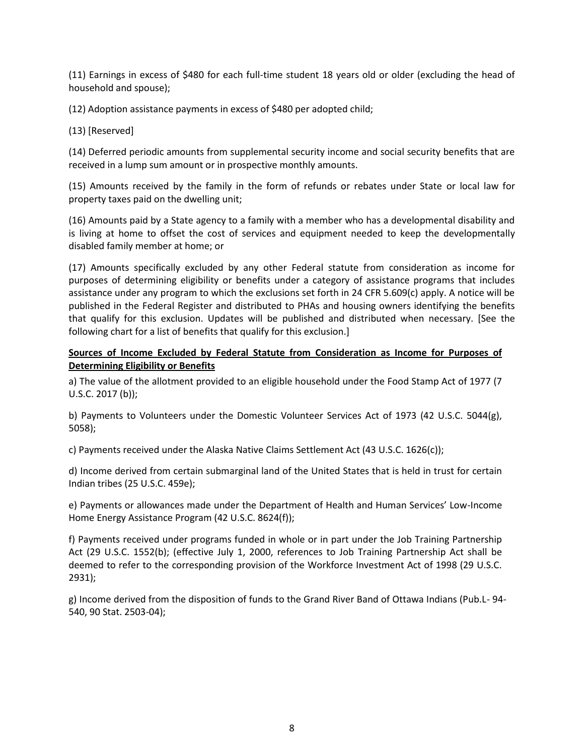(11) Earnings in excess of $480 for each full-time student 18 years old or older (excluding the head of household and spouse);

(12) Adoption assistance payments in excess of $480 per adopted child;

(13) [Reserved]

(14) Deferred periodic amounts from supplemental security income and social security benefits that are received in a lump sum amount or in prospective monthly amounts.

(15) Amounts received by the family in the form of refunds or rebates under State or local law for property taxes paid on the dwelling unit;

(16) Amounts paid by a State agency to a family with a member who has a developmental disability and is living at home to offset the cost of services and equipment needed to keep the developmentally disabled family member at home; or

(17) Amounts specifically excluded by any other Federal statute from consideration as income for purposes of determining eligibility or benefits under a category of assistance programs that includes assistance under any program to which the exclusions set forth in 24 CFR 5.609(c) apply. A notice will be published in the Federal Register and distributed to PHAs and housing owners identifying the benefits that qualify for this exclusion. Updates will be published and distributed when necessary. [See the following chart for a list of benefits that qualify for this exclusion.]

**Sources of Income Excluded by Federal Statute from Consideration as Income for Purposes of Determining Eligibility or Benefits**

a) The value of the allotment provided to an eligible household under the Food Stamp Act of 1977 (7 U.S.C. 2017 (b));

b) Payments to Volunteers under the Domestic Volunteer Services Act of 1973 (42 U.S.C. 5044(g), 5058);

c) Payments received under the Alaska Native Claims Settlement Act (43 U.S.C. 1626(c));

d) Income derived from certain submarginal land of the United States that is held in trust for certain Indian tribes (25 U.S.C. 459e);

e) Payments or allowances made under the Department of Health and Human Services' Low-Income Home Energy Assistance Program (42 U.S.C. 8624(f));

f) Payments received under programs funded in whole or in part under the Job Training Partnership Act (29 U.S.C. 1552(b); (effective July 1, 2000, references to Job Training Partnership Act shall be deemed to refer to the corresponding provision of the Workforce Investment Act of 1998 (29 U.S.C. 2931);

g) Income derived from the disposition of funds to the Grand River Band of Ottawa Indians (Pub.L- 94-540, 90 Stat. 2503-04);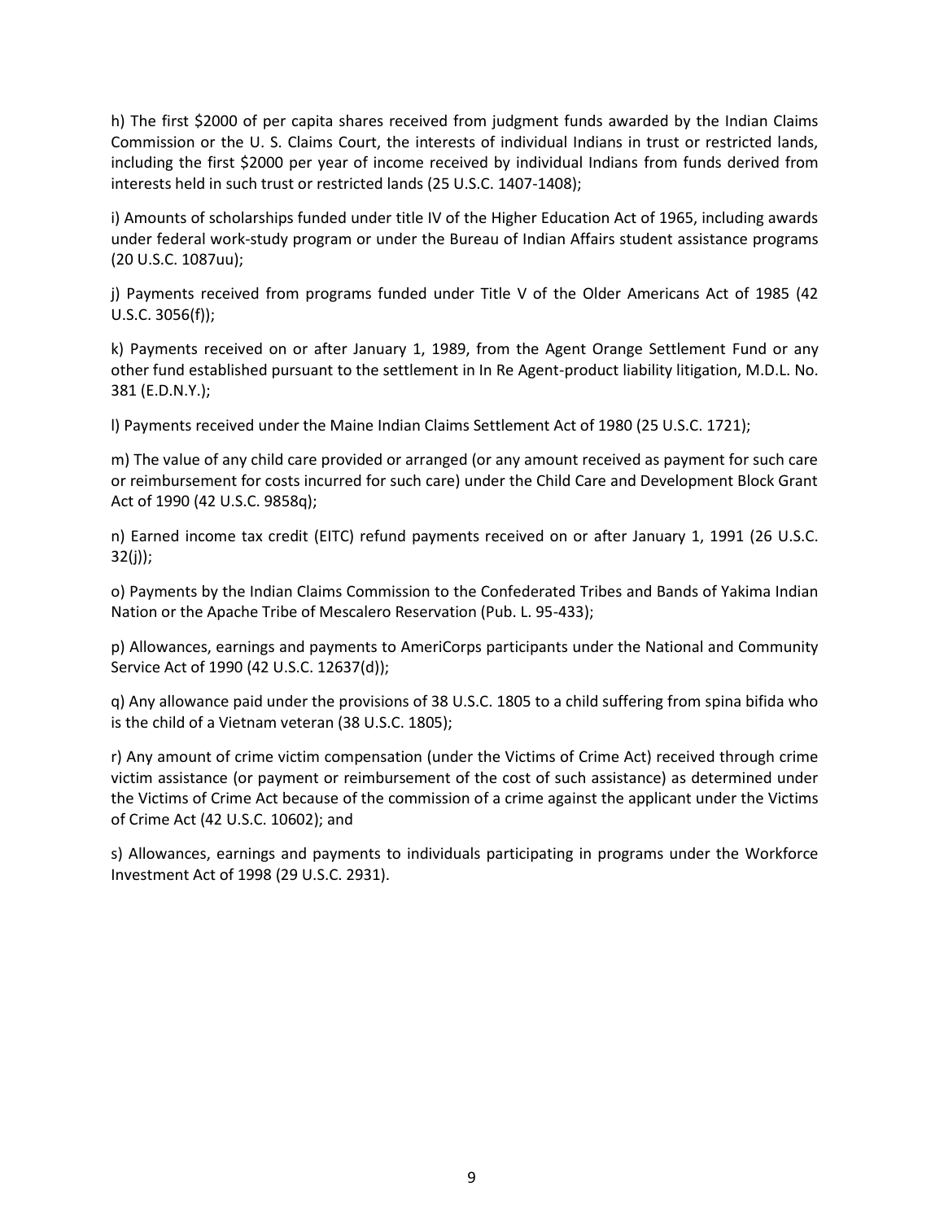h) The first $2000 of per capita shares received from judgment funds awarded by the Indian Claims Commission or the U. S. Claims Court, the interests of individual Indians in trust or restricted lands, including the first $2000 per year of income received by individual Indians from funds derived from interests held in such trust or restricted lands (25 U.S.C. 1407-1408);

i) Amounts of scholarships funded under title IV of the Higher Education Act of 1965, including awards under federal work-study program or under the Bureau of Indian Affairs student assistance programs (20 U.S.C. 1087uu);

j) Payments received from programs funded under Title V of the Older Americans Act of 1985 (42 U.S.C. 3056(f));

k) Payments received on or after January 1, 1989, from the Agent Orange Settlement Fund or any other fund established pursuant to the settlement in In Re Agent-product liability litigation, M.D.L. No. 381 (E.D.N.Y.);

l) Payments received under the Maine Indian Claims Settlement Act of 1980 (25 U.S.C. 1721);

m) The value of any child care provided or arranged (or any amount received as payment for such care or reimbursement for costs incurred for such care) under the Child Care and Development Block Grant Act of 1990 (42 U.S.C. 9858q);

n) Earned income tax credit (EITC) refund payments received on or after January 1, 1991 (26 U.S.C. 32(j));

o) Payments by the Indian Claims Commission to the Confederated Tribes and Bands of Yakima Indian Nation or the Apache Tribe of Mescalero Reservation (Pub. L. 95-433);

p) Allowances, earnings and payments to AmeriCorps participants under the National and Community Service Act of 1990 (42 U.S.C. 12637(d));

q) Any allowance paid under the provisions of 38 U.S.C. 1805 to a child suffering from spina bifida who is the child of a Vietnam veteran (38 U.S.C. 1805);

r) Any amount of crime victim compensation (under the Victims of Crime Act) received through crime victim assistance (or payment or reimbursement of the cost of such assistance) as determined under the Victims of Crime Act because of the commission of a crime against the applicant under the Victims of Crime Act (42 U.S.C. 10602); and

s) Allowances, earnings and payments to individuals participating in programs under the Workforce Investment Act of 1998 (29 U.S.C. 2931).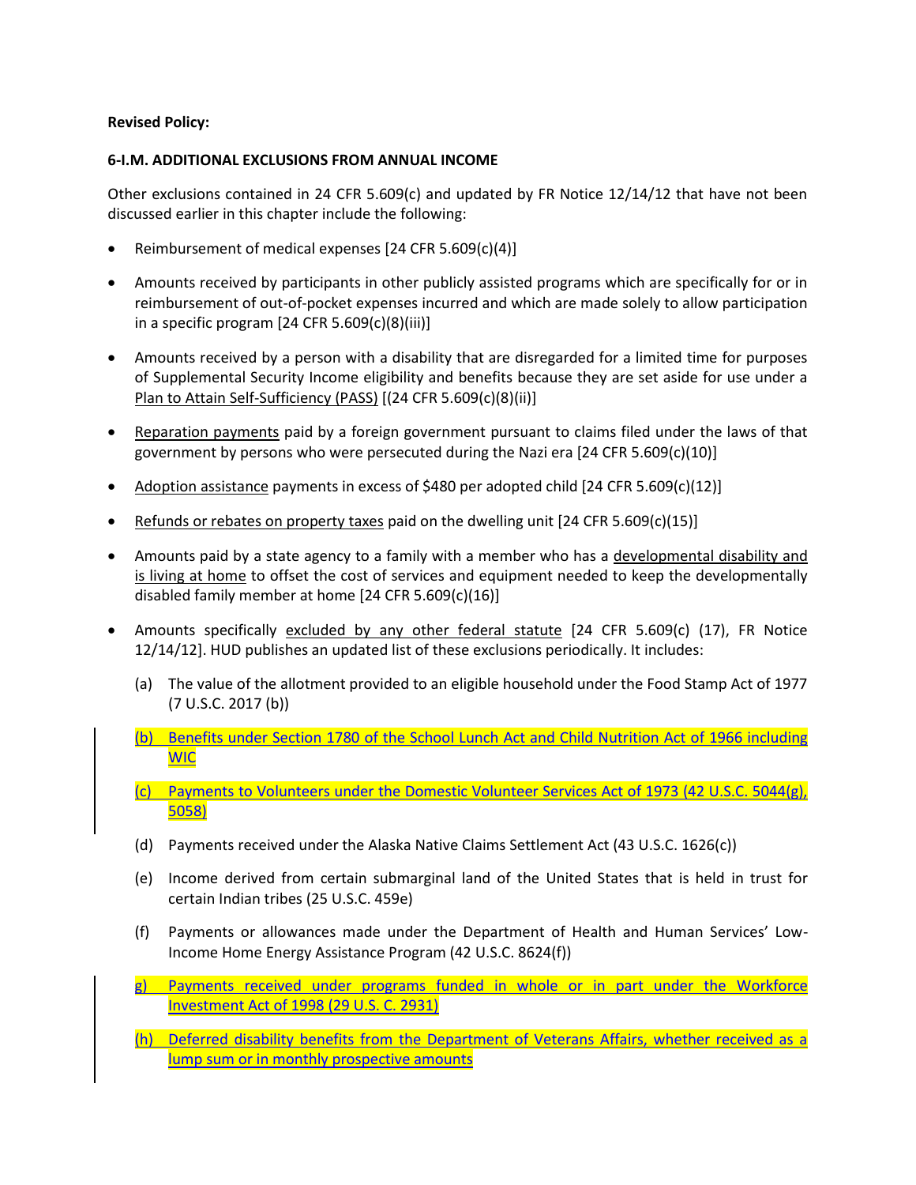**Revised Policy:**

**6-I.M. ADDITIONAL EXCLUSIONS FROM ANNUAL INCOME**

Other exclusions contained in 24 CFR 5.609(c) and updated by FR Notice 12/14/12 that have not been discussed earlier in this chapter include the following:

- Reimbursement of medical expenses [24 CFR 5.609(c)(4)]
- Amounts received by participants in other publicly assisted programs which are specifically for or in reimbursement of out-of-pocket expenses incurred and which are made solely to allow participation in a specific program [24 CFR 5.609(c)(8)(iii)]
- Amounts received by a person with a disability that are disregarded for a limited time for purposes of Supplemental Security Income eligibility and benefits because they are set aside for use under a Plan to Attain Self-Sufficiency (PASS) [(24 CFR 5.609(c)(8)(ii)]
- Reparation payments paid by a foreign government pursuant to claims filed under the laws of that government by persons who were persecuted during the Nazi era [24 CFR 5.609(c)(10)]
- Adoption assistance payments in excess of $480 per adopted child [24 CFR 5.609(c)(12)]
- Refunds or rebates on property taxes paid on the dwelling unit [24 CFR 5.609(c)(15)]
- Amounts paid by a state agency to a family with a member who has a developmental disability and is living at home to offset the cost of services and equipment needed to keep the developmentally disabled family member at home [24 CFR 5.609(c)(16)]
- Amounts specifically excluded by any other federal statute [24 CFR 5.609(c) (17), FR Notice 12/14/12]. HUD publishes an updated list of these exclusions periodically. It includes:

  (a) The value of the allotment provided to an eligible household under the Food Stamp Act of 1977 (7 U.S.C. 2017 (b))

  (b) Benefits under Section 1780 of the School Lunch Act and Child Nutrition Act of 1966 including WIC

  (c) Payments to Volunteers under the Domestic Volunteer Services Act of 1973 (42 U.S.C. 5044(g), 5058)

  (d) Payments received under the Alaska Native Claims Settlement Act (43 U.S.C. 1626(c))

  (e) Income derived from certain submarginal land of the United States that is held in trust for certain Indian tribes (25 U.S.C. 459e)

  (f) Payments or allowances made under the Department of Health and Human Services' Low-Income Home Energy Assistance Program (42 U.S.C. 8624(f))

  g) Payments received under programs funded in whole or in part under the Workforce Investment Act of 1998 (29 U.S. C. 2931)

  (h) Deferred disability benefits from the Department of Veterans Affairs, whether received as a lump sum or in monthly prospective amounts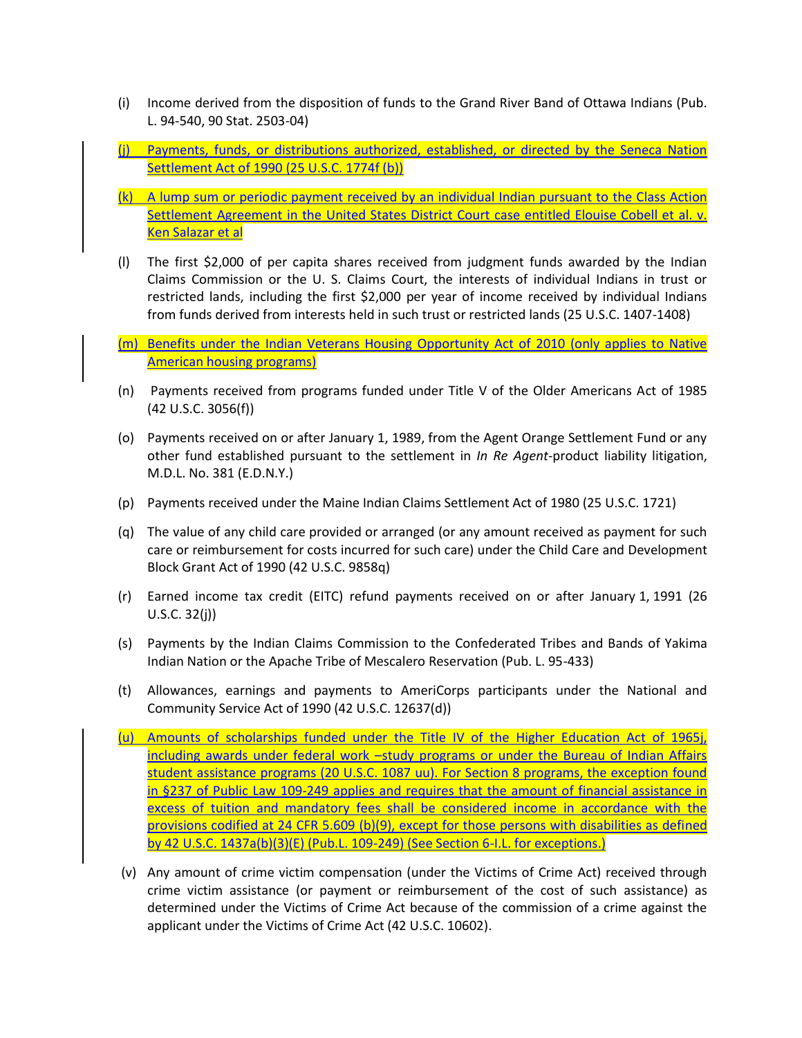(i) Income derived from the disposition of funds to the Grand River Band of Ottawa Indians (Pub. L. 94-540, 90 Stat. 2503-04)

(j) Payments, funds, or distributions authorized, established, or directed by the Seneca Nation Settlement Act of 1990 (25 U.S.C. 1774f (b))

(k) A lump sum or periodic payment received by an individual Indian pursuant to the Class Action Settlement Agreement in the United States District Court case entitled Elouise Cobell et al. v. Ken Salazar et al

(l) The first $2,000 of per capita shares received from judgment funds awarded by the Indian Claims Commission or the U. S. Claims Court, the interests of individual Indians in trust or restricted lands, including the first $2,000 per year of income received by individual Indians from funds derived from interests held in such trust or restricted lands (25 U.S.C. 1407-1408)

(m) Benefits under the Indian Veterans Housing Opportunity Act of 2010 (only applies to Native American housing programs)

(n) Payments received from programs funded under Title V of the Older Americans Act of 1985 (42 U.S.C. 3056(f))

(o) Payments received on or after January 1, 1989, from the Agent Orange Settlement Fund or any other fund established pursuant to the settlement in *In Re Agent*-product liability litigation, M.D.L. No. 381 (E.D.N.Y.)

(p) Payments received under the Maine Indian Claims Settlement Act of 1980 (25 U.S.C. 1721)

(q) The value of any child care provided or arranged (or any amount received as payment for such care or reimbursement for costs incurred for such care) under the Child Care and Development Block Grant Act of 1990 (42 U.S.C. 9858q)

(r) Earned income tax credit (EITC) refund payments received on or after January 1, 1991 (26 U.S.C. 32(j))

(s) Payments by the Indian Claims Commission to the Confederated Tribes and Bands of Yakima Indian Nation or the Apache Tribe of Mescalero Reservation (Pub. L. 95-433)

(t) Allowances, earnings and payments to AmeriCorps participants under the National and Community Service Act of 1990 (42 U.S.C. 12637(d))

(u) Amounts of scholarships funded under the Title IV of the Higher Education Act of 1965j, including awards under federal work –study programs or under the Bureau of Indian Affairs student assistance programs (20 U.S.C. 1087 uu). For Section 8 programs, the exception found in §237 of Public Law 109-249 applies and requires that the amount of financial assistance in excess of tuition and mandatory fees shall be considered income in accordance with the provisions codified at 24 CFR 5.609 (b)(9), except for those persons with disabilities as defined by 42 U.S.C. 1437a(b)(3)(E) (Pub.L. 109-249) (See Section 6-I.L. for exceptions.)

(v) Any amount of crime victim compensation (under the Victims of Crime Act) received through crime victim assistance (or payment or reimbursement of the cost of such assistance) as determined under the Victims of Crime Act because of the commission of a crime against the applicant under the Victims of Crime Act (42 U.S.C. 10602).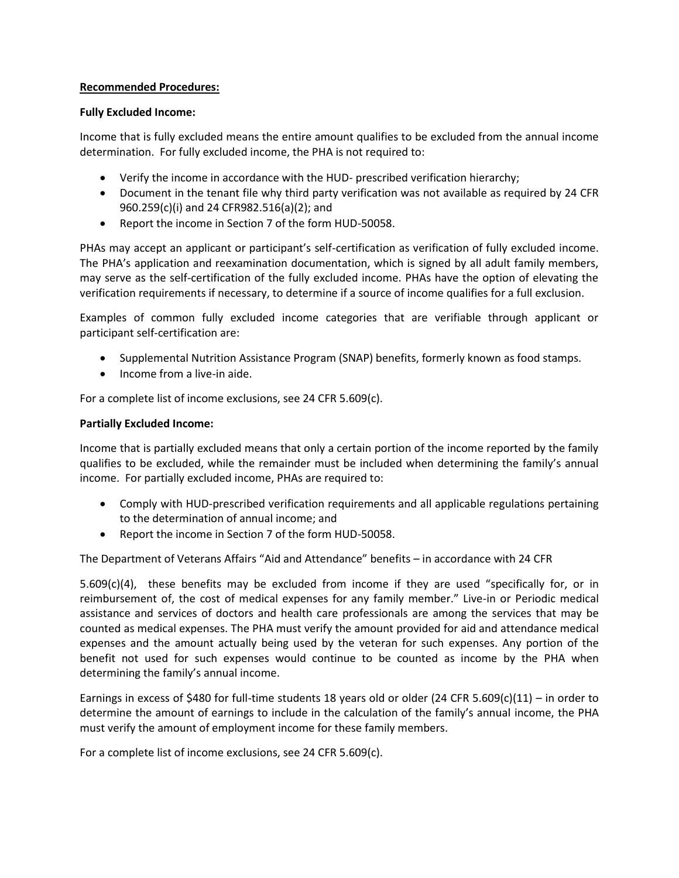**Recommended Procedures:**

**Fully Excluded Income:**

Income that is fully excluded means the entire amount qualifies to be excluded from the annual income determination. For fully excluded income, the PHA is not required to:

- Verify the income in accordance with the HUD- prescribed verification hierarchy;
- Document in the tenant file why third party verification was not available as required by 24 CFR 960.259(c)(i) and 24 CFR982.516(a)(2); and
- Report the income in Section 7 of the form HUD-50058.

PHAs may accept an applicant or participant's self-certification as verification of fully excluded income. The PHA's application and reexamination documentation, which is signed by all adult family members, may serve as the self-certification of the fully excluded income. PHAs have the option of elevating the verification requirements if necessary, to determine if a source of income qualifies for a full exclusion.

Examples of common fully excluded income categories that are verifiable through applicant or participant self-certification are:

- Supplemental Nutrition Assistance Program (SNAP) benefits, formerly known as food stamps.
- Income from a live-in aide.

For a complete list of income exclusions, see 24 CFR 5.609(c).

**Partially Excluded Income:**

Income that is partially excluded means that only a certain portion of the income reported by the family qualifies to be excluded, while the remainder must be included when determining the family's annual income. For partially excluded income, PHAs are required to:

- Comply with HUD-prescribed verification requirements and all applicable regulations pertaining to the determination of annual income; and
- Report the income in Section 7 of the form HUD-50058.

The Department of Veterans Affairs "Aid and Attendance" benefits – in accordance with 24 CFR 5.609(c)(4), these benefits may be excluded from income if they are used "specifically for, or in reimbursement of, the cost of medical expenses for any family member." Live-in or Periodic medical assistance and services of doctors and health care professionals are among the services that may be counted as medical expenses. The PHA must verify the amount provided for aid and attendance medical expenses and the amount actually being used by the veteran for such expenses. Any portion of the benefit not used for such expenses would continue to be counted as income by the PHA when determining the family's annual income.

Earnings in excess of $480 for full-time students 18 years old or older (24 CFR 5.609(c)(11) – in order to determine the amount of earnings to include in the calculation of the family's annual income, the PHA must verify the amount of employment income for these family members.

For a complete list of income exclusions, see 24 CFR 5.609(c).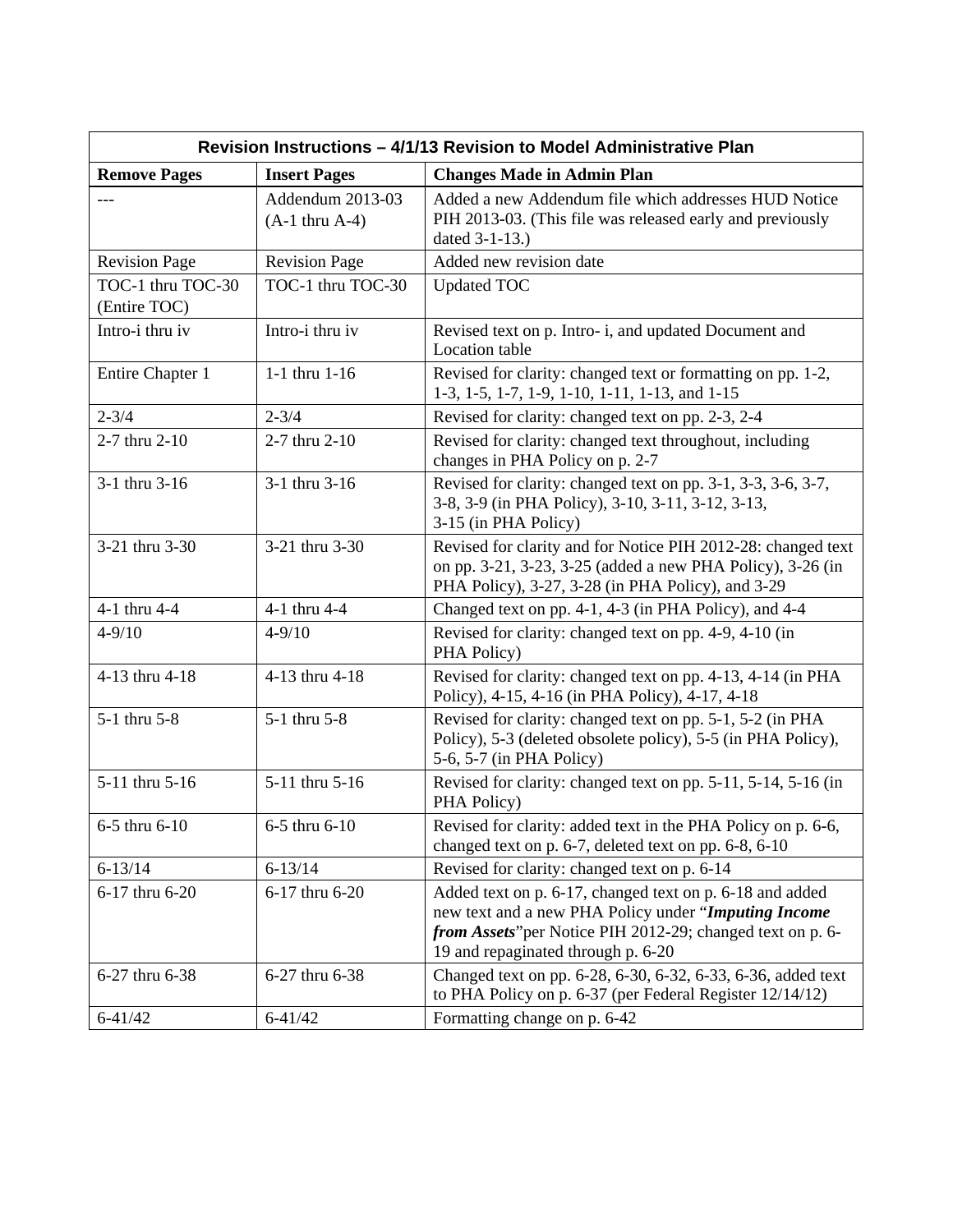| Revision Instructions – 4/1/13 Revision to Model Administrative Plan | | |
|---|---|---|
| **Remove Pages** | **Insert Pages** | **Changes Made in Admin Plan** |
| --- | Addendum 2013-03 (A-1 thru A-4) | Added a new Addendum file which addresses HUD Notice PIH 2013-03. (This file was released early and previously dated 3-1-13.) |
| Revision Page | Revision Page | Added new revision date |
| TOC-1 thru TOC-30 (Entire TOC) | TOC-1 thru TOC-30 | Updated TOC |
| Intro-i thru iv | Intro-i thru iv | Revised text on p. Intro- i, and updated Document and Location table |
| Entire Chapter 1 | 1-1 thru 1-16 | Revised for clarity: changed text or formatting on pp. 1-2, 1-3, 1-5, 1-7, 1-9, 1-10, 1-11, 1-13, and 1-15 |
| 2-3/4 | 2-3/4 | Revised for clarity: changed text on pp. 2-3, 2-4 |
| 2-7 thru 2-10 | 2-7 thru 2-10 | Revised for clarity: changed text throughout, including changes in PHA Policy on p. 2-7 |
| 3-1 thru 3-16 | 3-1 thru 3-16 | Revised for clarity: changed text on pp. 3-1, 3-3, 3-6, 3-7, 3-8, 3-9 (in PHA Policy), 3-10, 3-11, 3-12, 3-13, 3-15 (in PHA Policy) |
| 3-21 thru 3-30 | 3-21 thru 3-30 | Revised for clarity and for Notice PIH 2012-28: changed text on pp. 3-21, 3-23, 3-25 (added a new PHA Policy), 3-26 (in PHA Policy), 3-27, 3-28 (in PHA Policy), and 3-29 |
| 4-1 thru 4-4 | 4-1 thru 4-4 | Changed text on pp. 4-1, 4-3 (in PHA Policy), and 4-4 |
| 4-9/10 | 4-9/10 | Revised for clarity: changed text on pp. 4-9, 4-10 (in PHA Policy) |
| 4-13 thru 4-18 | 4-13 thru 4-18 | Revised for clarity: changed text on pp. 4-13, 4-14 (in PHA Policy), 4-15, 4-16 (in PHA Policy), 4-17, 4-18 |
| 5-1 thru 5-8 | 5-1 thru 5-8 | Revised for clarity: changed text on pp. 5-1, 5-2 (in PHA Policy), 5-3 (deleted obsolete policy), 5-5 (in PHA Policy), 5-6, 5-7 (in PHA Policy) |
| 5-11 thru 5-16 | 5-11 thru 5-16 | Revised for clarity: changed text on pp. 5-11, 5-14, 5-16 (in PHA Policy) |
| 6-5 thru 6-10 | 6-5 thru 6-10 | Revised for clarity: added text in the PHA Policy on p. 6-6, changed text on p. 6-7, deleted text on pp. 6-8, 6-10 |
| 6-13/14 | 6-13/14 | Revised for clarity: changed text on p. 6-14 |
| 6-17 thru 6-20 | 6-17 thru 6-20 | Added text on p. 6-17, changed text on p. 6-18 and added new text and a new PHA Policy under "***Imputing Income from Assets***"per Notice PIH 2012-29; changed text on p. 6-19 and repaginated through p. 6-20 |
| 6-27 thru 6-38 | 6-27 thru 6-38 | Changed text on pp. 6-28, 6-30, 6-32, 6-33, 6-36, added text to PHA Policy on p. 6-37 (per Federal Register 12/14/12) |
| 6-41/42 | 6-41/42 | Formatting change on p. 6-42 |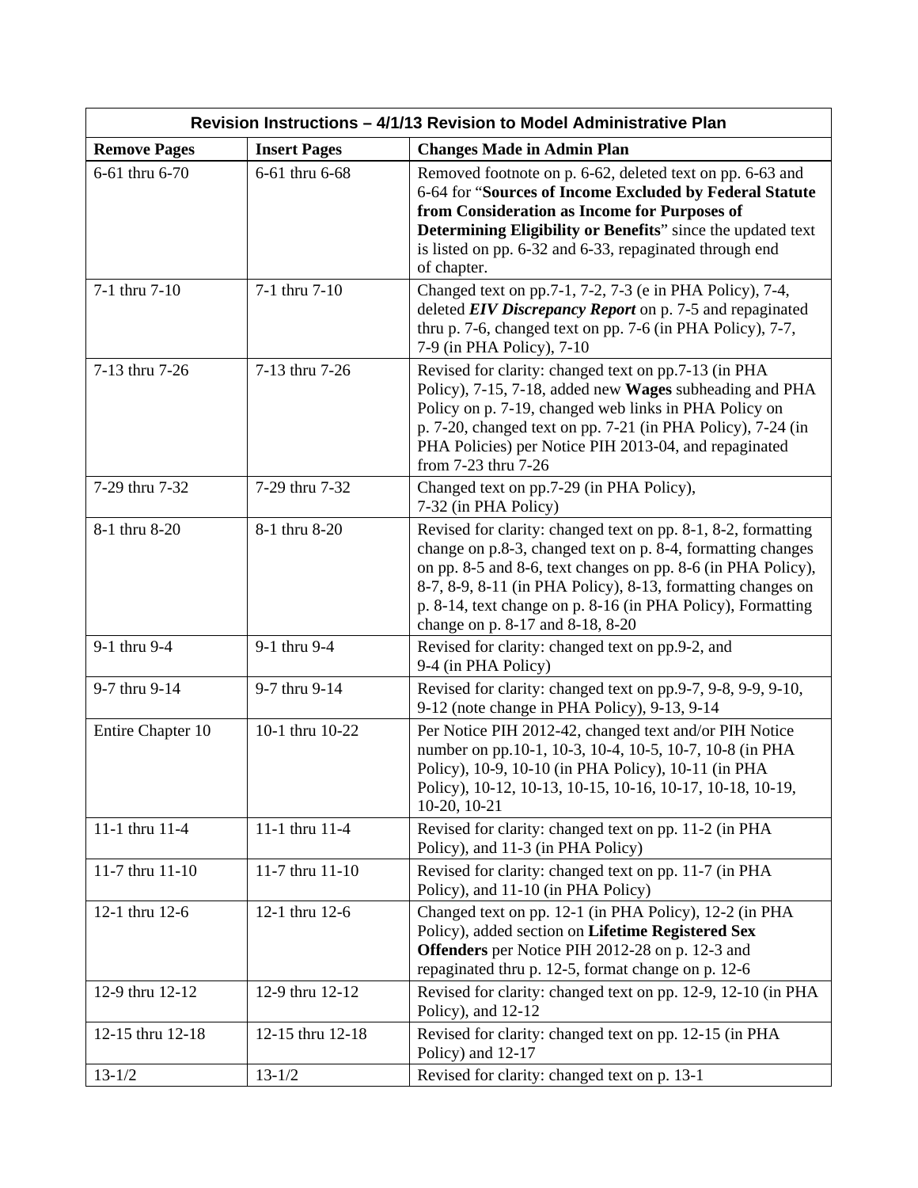| Revision Instructions – 4/1/13 Revision to Model Administrative Plan | | |
|---|---|---|
| **Remove Pages** | **Insert Pages** | **Changes Made in Admin Plan** |
| 6-61 thru 6-70 | 6-61 thru 6-68 | Removed footnote on p. 6-62, deleted text on pp. 6-63 and 6-64 for "**Sources of Income Excluded by Federal Statute from Consideration as Income for Purposes of Determining Eligibility or Benefits**" since the updated text is listed on pp. 6-32 and 6-33, repaginated through end of chapter. |
| 7-1 thru 7-10 | 7-1 thru 7-10 | Changed text on pp.7-1, 7-2, 7-3 (e in PHA Policy), 7-4, deleted ***EIV Discrepancy Report*** on p. 7-5 and repaginated thru p. 7-6, changed text on pp. 7-6 (in PHA Policy), 7-7, 7-9 (in PHA Policy), 7-10 |
| 7-13 thru 7-26 | 7-13 thru 7-26 | Revised for clarity: changed text on pp.7-13 (in PHA Policy), 7-15, 7-18, added new **Wages** subheading and PHA Policy on p. 7-19, changed web links in PHA Policy on p. 7-20, changed text on pp. 7-21 (in PHA Policy), 7-24 (in PHA Policies) per Notice PIH 2013-04, and repaginated from 7-23 thru 7-26 |
| 7-29 thru 7-32 | 7-29 thru 7-32 | Changed text on pp.7-29 (in PHA Policy), 7-32 (in PHA Policy) |
| 8-1 thru 8-20 | 8-1 thru 8-20 | Revised for clarity: changed text on pp. 8-1, 8-2, formatting change on p.8-3, changed text on p. 8-4, formatting changes on pp. 8-5 and 8-6, text changes on pp. 8-6 (in PHA Policy), 8-7, 8-9, 8-11 (in PHA Policy), 8-13, formatting changes on p. 8-14, text change on p. 8-16 (in PHA Policy), Formatting change on p. 8-17 and 8-18, 8-20 |
| 9-1 thru 9-4 | 9-1 thru 9-4 | Revised for clarity: changed text on pp.9-2, and 9-4 (in PHA Policy) |
| 9-7 thru 9-14 | 9-7 thru 9-14 | Revised for clarity: changed text on pp.9-7, 9-8, 9-9, 9-10, 9-12 (note change in PHA Policy), 9-13, 9-14 |
| Entire Chapter 10 | 10-1 thru 10-22 | Per Notice PIH 2012-42, changed text and/or PIH Notice number on pp.10-1, 10-3, 10-4, 10-5, 10-7, 10-8 (in PHA Policy), 10-9, 10-10 (in PHA Policy), 10-11 (in PHA Policy), 10-12, 10-13, 10-15, 10-16, 10-17, 10-18, 10-19, 10-20, 10-21 |
| 11-1 thru 11-4 | 11-1 thru 11-4 | Revised for clarity: changed text on pp. 11-2 (in PHA Policy), and 11-3 (in PHA Policy) |
| 11-7 thru 11-10 | 11-7 thru 11-10 | Revised for clarity: changed text on pp. 11-7 (in PHA Policy), and 11-10 (in PHA Policy) |
| 12-1 thru 12-6 | 12-1 thru 12-6 | Changed text on pp. 12-1 (in PHA Policy), 12-2 (in PHA Policy), added section on **Lifetime Registered Sex Offenders** per Notice PIH 2012-28 on p. 12-3 and repaginated thru p. 12-5, format change on p. 12-6 |
| 12-9 thru 12-12 | 12-9 thru 12-12 | Revised for clarity: changed text on pp. 12-9, 12-10 (in PHA Policy), and 12-12 |
| 12-15 thru 12-18 | 12-15 thru 12-18 | Revised for clarity: changed text on pp. 12-15 (in PHA Policy) and 12-17 |
| 13-1/2 | 13-1/2 | Revised for clarity: changed text on p. 13-1 |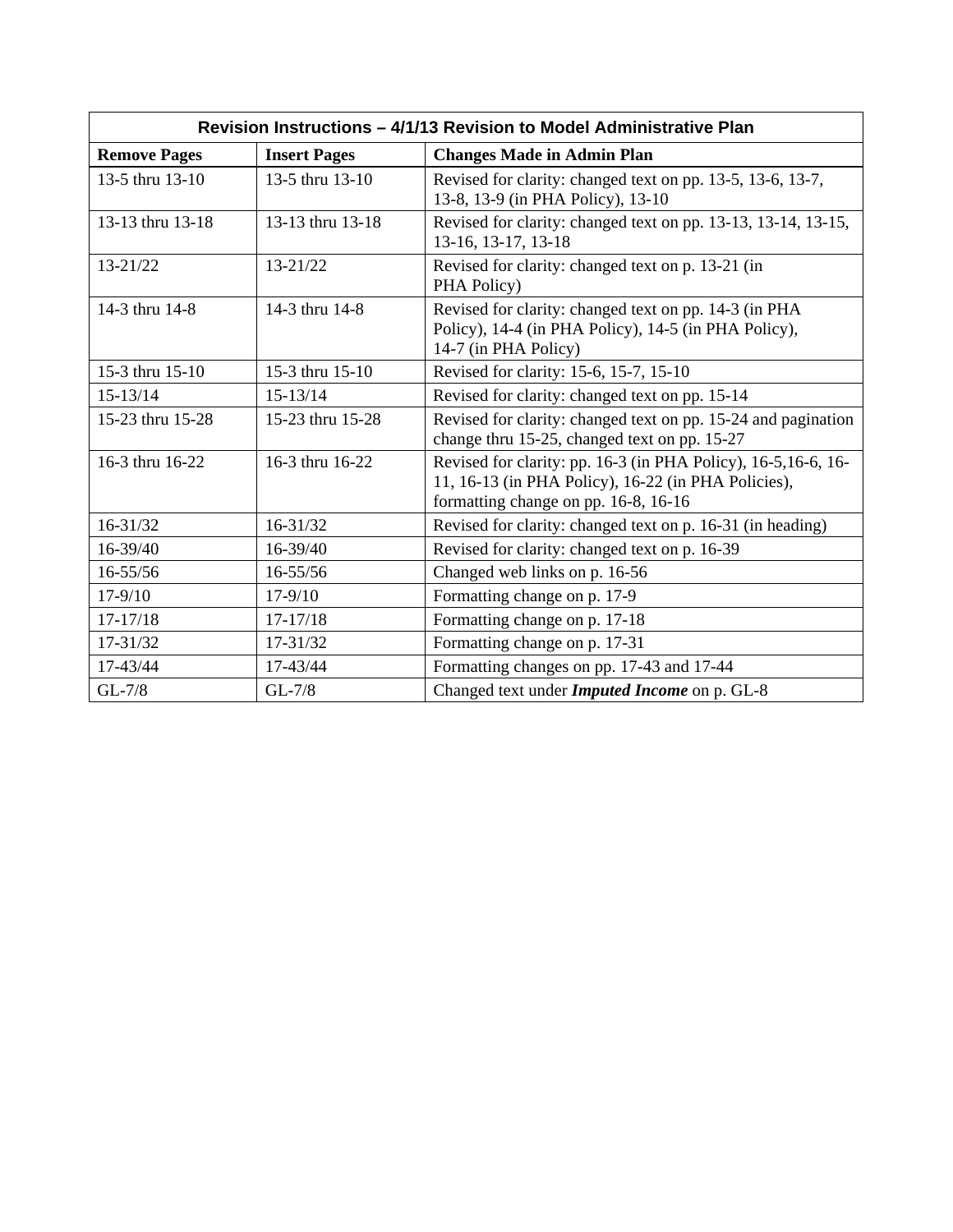| Revision Instructions – 4/1/13 Revision to Model Administrative Plan | | |
|---|---|---|
| **Remove Pages** | **Insert Pages** | **Changes Made in Admin Plan** |
| 13-5 thru 13-10 | 13-5 thru 13-10 | Revised for clarity: changed text on pp. 13-5, 13-6, 13-7, 13-8, 13-9 (in PHA Policy), 13-10 |
| 13-13 thru 13-18 | 13-13 thru 13-18 | Revised for clarity: changed text on pp. 13-13, 13-14, 13-15, 13-16, 13-17, 13-18 |
| 13-21/22 | 13-21/22 | Revised for clarity: changed text on p. 13-21 (in PHA Policy) |
| 14-3 thru 14-8 | 14-3 thru 14-8 | Revised for clarity: changed text on pp. 14-3 (in PHA Policy), 14-4 (in PHA Policy), 14-5 (in PHA Policy), 14-7 (in PHA Policy) |
| 15-3 thru 15-10 | 15-3 thru 15-10 | Revised for clarity: 15-6, 15-7, 15-10 |
| 15-13/14 | 15-13/14 | Revised for clarity: changed text on pp. 15-14 |
| 15-23 thru 15-28 | 15-23 thru 15-28 | Revised for clarity: changed text on pp. 15-24 and pagination change thru 15-25, changed text on pp. 15-27 |
| 16-3 thru 16-22 | 16-3 thru 16-22 | Revised for clarity: pp. 16-3 (in PHA Policy), 16-5,16-6, 16-11, 16-13 (in PHA Policy), 16-22 (in PHA Policies), formatting change on pp. 16-8, 16-16 |
| 16-31/32 | 16-31/32 | Revised for clarity: changed text on p. 16-31 (in heading) |
| 16-39/40 | 16-39/40 | Revised for clarity: changed text on p. 16-39 |
| 16-55/56 | 16-55/56 | Changed web links on p. 16-56 |
| 17-9/10 | 17-9/10 | Formatting change on p. 17-9 |
| 17-17/18 | 17-17/18 | Formatting change on p. 17-18 |
| 17-31/32 | 17-31/32 | Formatting change on p. 17-31 |
| 17-43/44 | 17-43/44 | Formatting changes on pp. 17-43 and 17-44 |
| GL-7/8 | GL-7/8 | Changed text under ***Imputed Income*** on p. GL-8 |